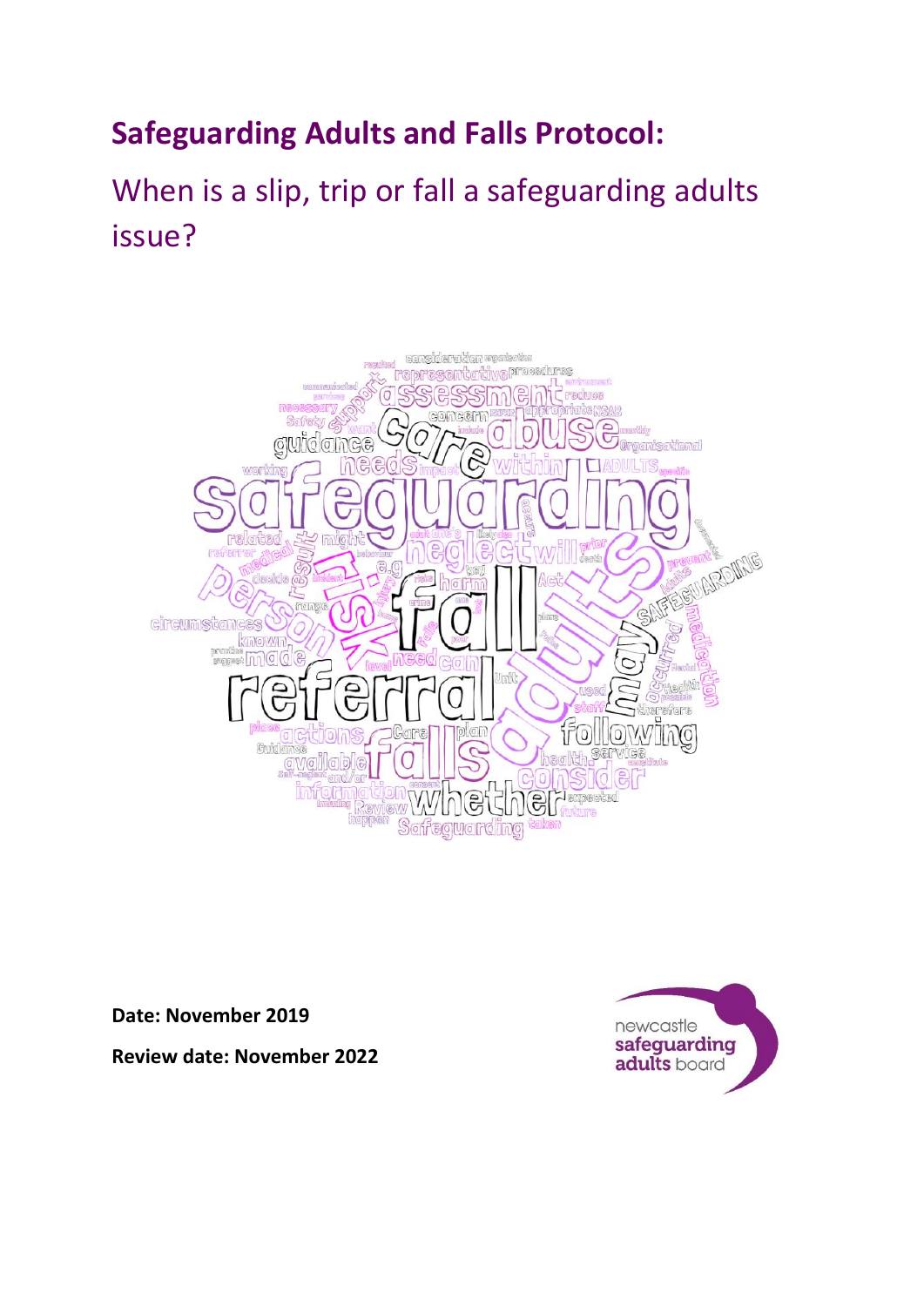# Safeguarding Adults and Falls Protocol:

## When is a slip, trip or fall a safeguarding adults issue?

**Date: November 2019**

**Review date: November 2022**

newcastle **safeguarding adults** board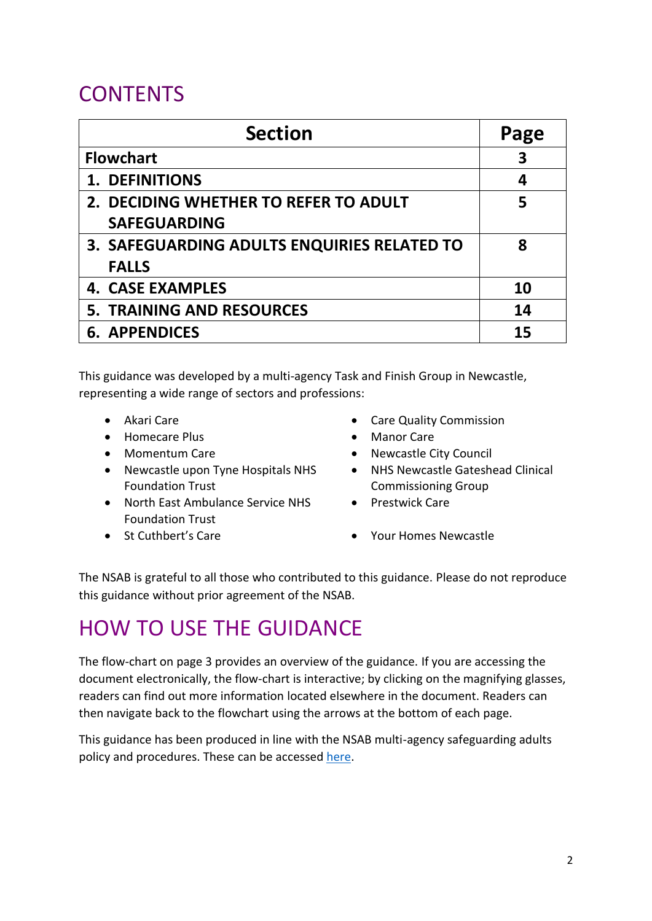# CONTENTS

| Section | Page |
| --- | --- |
| **Flowchart** | **3** |
| **1. DEFINITIONS** | **4** |
| **2. DECIDING WHETHER TO REFER TO ADULT SAFEGUARDING** | **5** |
| **3. SAFEGUARDING ADULTS ENQUIRIES RELATED TO FALLS** | **8** |
| **4. CASE EXAMPLES** | **10** |
| **5. TRAINING AND RESOURCES** | **14** |
| **6. APPENDICES** | **15** |

This guidance was developed by a multi-agency Task and Finish Group in Newcastle, representing a wide range of sectors and professions:

- Akari Care
- Homecare Plus
- Momentum Care
- Newcastle upon Tyne Hospitals NHS Foundation Trust
- North East Ambulance Service NHS Foundation Trust
- St Cuthbert's Care
- Care Quality Commission
- Manor Care
- Newcastle City Council
- NHS Newcastle Gateshead Clinical Commissioning Group
- Prestwick Care
- Your Homes Newcastle

The NSAB is grateful to all those who contributed to this guidance. Please do not reproduce this guidance without prior agreement of the NSAB.

# HOW TO USE THE GUIDANCE

The flow-chart on page 3 provides an overview of the guidance. If you are accessing the document electronically, the flow-chart is interactive; by clicking on the magnifying glasses, readers can find out more information located elsewhere in the document. Readers can then navigate back to the flowchart using the arrows at the bottom of each page.

This guidance has been produced in line with the NSAB multi-agency safeguarding adults policy and procedures. These can be accessed here.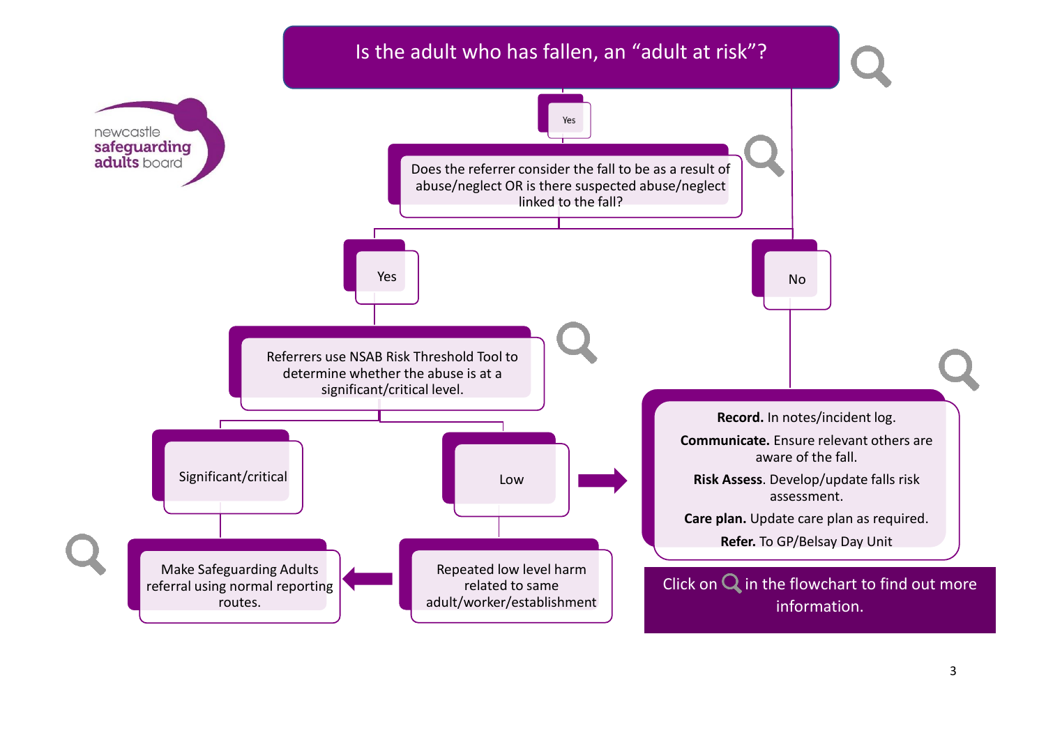newcastle **safeguarding adults** board

# Is the adult who has fallen, an "adult at risk"?

Yes

Does the referrer consider the fall to be as a result of abuse/neglect OR is there suspected abuse/neglect linked to the fall?

Yes

Referrers use NSAB Risk Threshold Tool to determine whether the abuse is at a significant/critical level.

Significant/critical

Make Safeguarding Adults referral using normal reporting routes.

Low

Repeated low level harm related to same adult/worker/establishment

No

**Record.** In notes/incident log.

**Communicate.** Ensure relevant others are aware of the fall.

**Risk Assess**. Develop/update falls risk assessment.

**Care plan.** Update care plan as required.

**Refer.** To GP/Belsay Day Unit

Click on 🔍 in the flowchart to find out more information.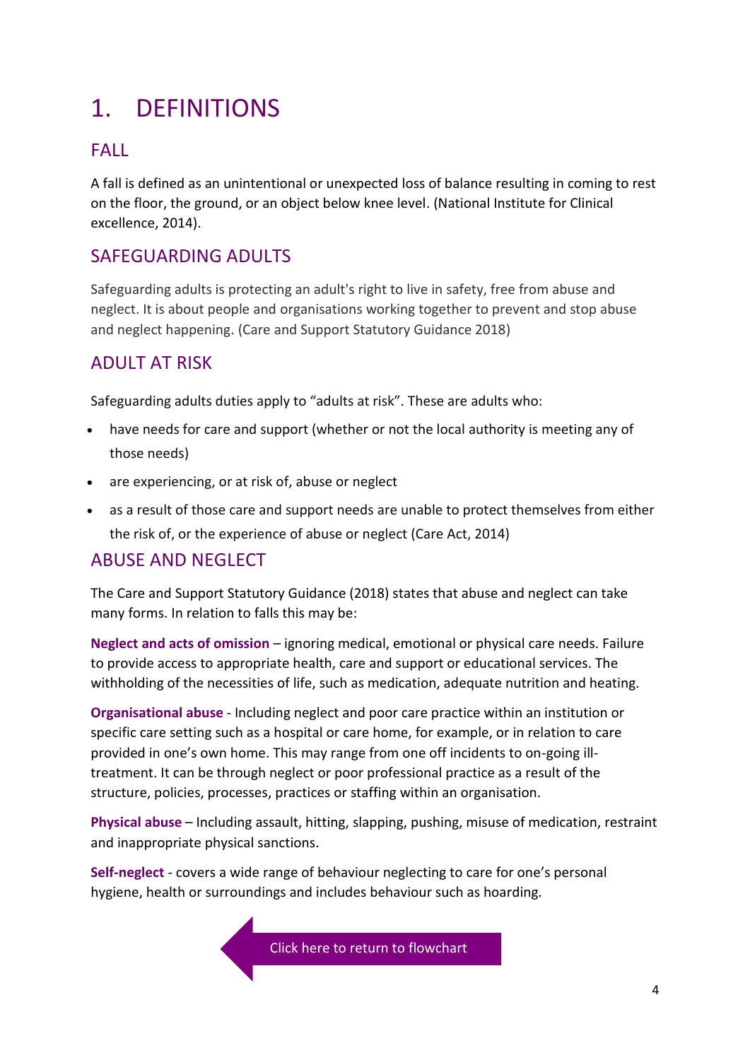# 1. DEFINITIONS

## FALL

A fall is defined as an unintentional or unexpected loss of balance resulting in coming to rest on the floor, the ground, or an object below knee level. (National Institute for Clinical excellence, 2014).

## SAFEGUARDING ADULTS

Safeguarding adults is protecting an adult's right to live in safety, free from abuse and neglect. It is about people and organisations working together to prevent and stop abuse and neglect happening. (Care and Support Statutory Guidance 2018)

## ADULT AT RISK

Safeguarding adults duties apply to "adults at risk". These are adults who:

- have needs for care and support (whether or not the local authority is meeting any of those needs)
- are experiencing, or at risk of, abuse or neglect
- as a result of those care and support needs are unable to protect themselves from either the risk of, or the experience of abuse or neglect (Care Act, 2014)

## ABUSE AND NEGLECT

The Care and Support Statutory Guidance (2018) states that abuse and neglect can take many forms. In relation to falls this may be:

**Neglect and acts of omission** – ignoring medical, emotional or physical care needs. Failure to provide access to appropriate health, care and support or educational services. The withholding of the necessities of life, such as medication, adequate nutrition and heating.

**Organisational abuse** - Including neglect and poor care practice within an institution or specific care setting such as a hospital or care home, for example, or in relation to care provided in one's own home. This may range from one off incidents to on-going ill-treatment. It can be through neglect or poor professional practice as a result of the structure, policies, processes, practices or staffing within an organisation.

**Physical abuse** – Including assault, hitting, slapping, pushing, misuse of medication, restraint and inappropriate physical sanctions.

**Self-neglect** - covers a wide range of behaviour neglecting to care for one's personal hygiene, health or surroundings and includes behaviour such as hoarding.

Click here to return to flowchart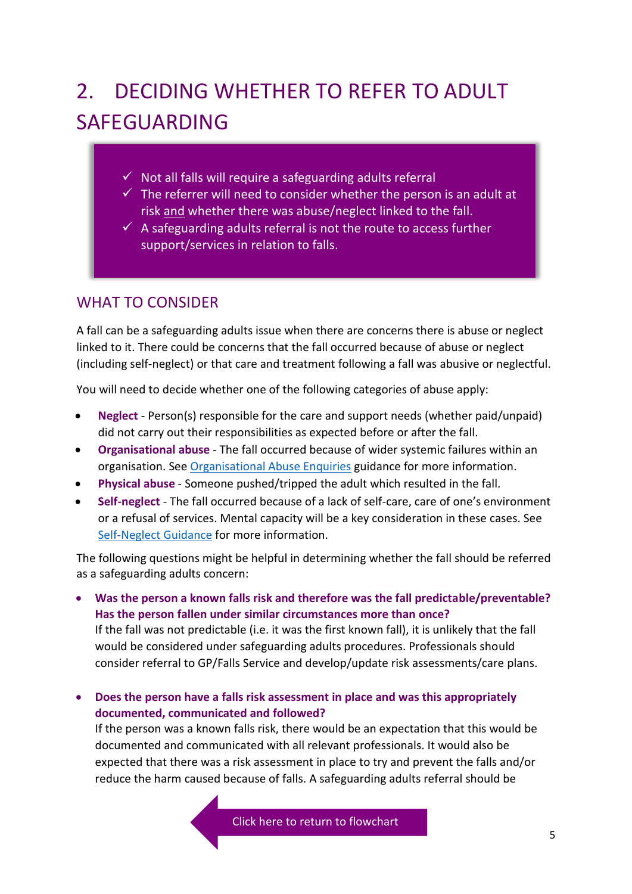# 2. DECIDING WHETHER TO REFER TO ADULT SAFEGUARDING

- ✓ Not all falls will require a safeguarding adults referral
- ✓ The referrer will need to consider whether the person is an adult at risk and whether there was abuse/neglect linked to the fall.
- ✓ A safeguarding adults referral is not the route to access further support/services in relation to falls.

## WHAT TO CONSIDER

A fall can be a safeguarding adults issue when there are concerns there is abuse or neglect linked to it. There could be concerns that the fall occurred because of abuse or neglect (including self-neglect) or that care and treatment following a fall was abusive or neglectful.

You will need to decide whether one of the following categories of abuse apply:

- **Neglect** - Person(s) responsible for the care and support needs (whether paid/unpaid) did not carry out their responsibilities as expected before or after the fall.
- **Organisational abuse** - The fall occurred because of wider systemic failures within an organisation. See Organisational Abuse Enquiries guidance for more information.
- **Physical abuse** - Someone pushed/tripped the adult which resulted in the fall.
- **Self-neglect** - The fall occurred because of a lack of self-care, care of one's environment or a refusal of services. Mental capacity will be a key consideration in these cases. See Self-Neglect Guidance for more information.

The following questions might be helpful in determining whether the fall should be referred as a safeguarding adults concern:

- **Was the person a known falls risk and therefore was the fall predictable/preventable? Has the person fallen under similar circumstances more than once?**
  If the fall was not predictable (i.e. it was the first known fall), it is unlikely that the fall would be considered under safeguarding adults procedures. Professionals should consider referral to GP/Falls Service and develop/update risk assessments/care plans.

- **Does the person have a falls risk assessment in place and was this appropriately documented, communicated and followed?**
  If the person was a known falls risk, there would be an expectation that this would be documented and communicated with all relevant professionals. It would also be expected that there was a risk assessment in place to try and prevent the falls and/or reduce the harm caused because of falls. A safeguarding adults referral should be

Click here to return to flowchart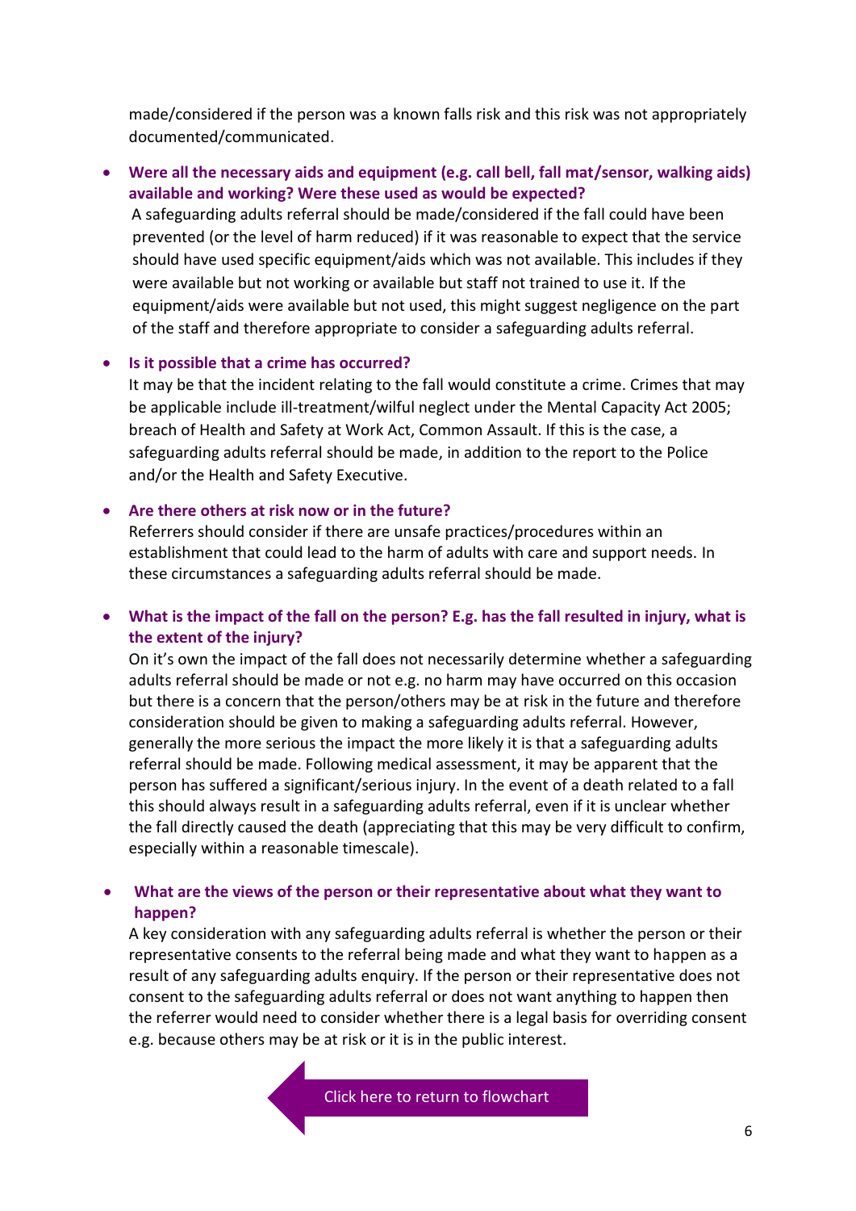made/considered if the person was a known falls risk and this risk was not appropriately documented/communicated.

- **Were all the necessary aids and equipment (e.g. call bell, fall mat/sensor, walking aids) available and working? Were these used as would be expected?**
  A safeguarding adults referral should be made/considered if the fall could have been prevented (or the level of harm reduced) if it was reasonable to expect that the service should have used specific equipment/aids which was not available. This includes if they were available but not working or available but staff not trained to use it. If the equipment/aids were available but not used, this might suggest negligence on the part of the staff and therefore appropriate to consider a safeguarding adults referral.

- **Is it possible that a crime has occurred?**
  It may be that the incident relating to the fall would constitute a crime. Crimes that may be applicable include ill-treatment/wilful neglect under the Mental Capacity Act 2005; breach of Health and Safety at Work Act, Common Assault. If this is the case, a safeguarding adults referral should be made, in addition to the report to the Police and/or the Health and Safety Executive.

- **Are there others at risk now or in the future?**
  Referrers should consider if there are unsafe practices/procedures within an establishment that could lead to the harm of adults with care and support needs. In these circumstances a safeguarding adults referral should be made.

- **What is the impact of the fall on the person? E.g. has the fall resulted in injury, what is the extent of the injury?**
  On it's own the impact of the fall does not necessarily determine whether a safeguarding adults referral should be made or not e.g. no harm may have occurred on this occasion but there is a concern that the person/others may be at risk in the future and therefore consideration should be given to making a safeguarding adults referral. However, generally the more serious the impact the more likely it is that a safeguarding adults referral should be made. Following medical assessment, it may be apparent that the person has suffered a significant/serious injury. In the event of a death related to a fall this should always result in a safeguarding adults referral, even if it is unclear whether the fall directly caused the death (appreciating that this may be very difficult to confirm, especially within a reasonable timescale).

- **What are the views of the person or their representative about what they want to happen?**
  A key consideration with any safeguarding adults referral is whether the person or their representative consents to the referral being made and what they want to happen as a result of any safeguarding adults enquiry. If the person or their representative does not consent to the safeguarding adults referral or does not want anything to happen then the referrer would need to consider whether there is a legal basis for overriding consent e.g. because others may be at risk or it is in the public interest.

Click here to return to flowchart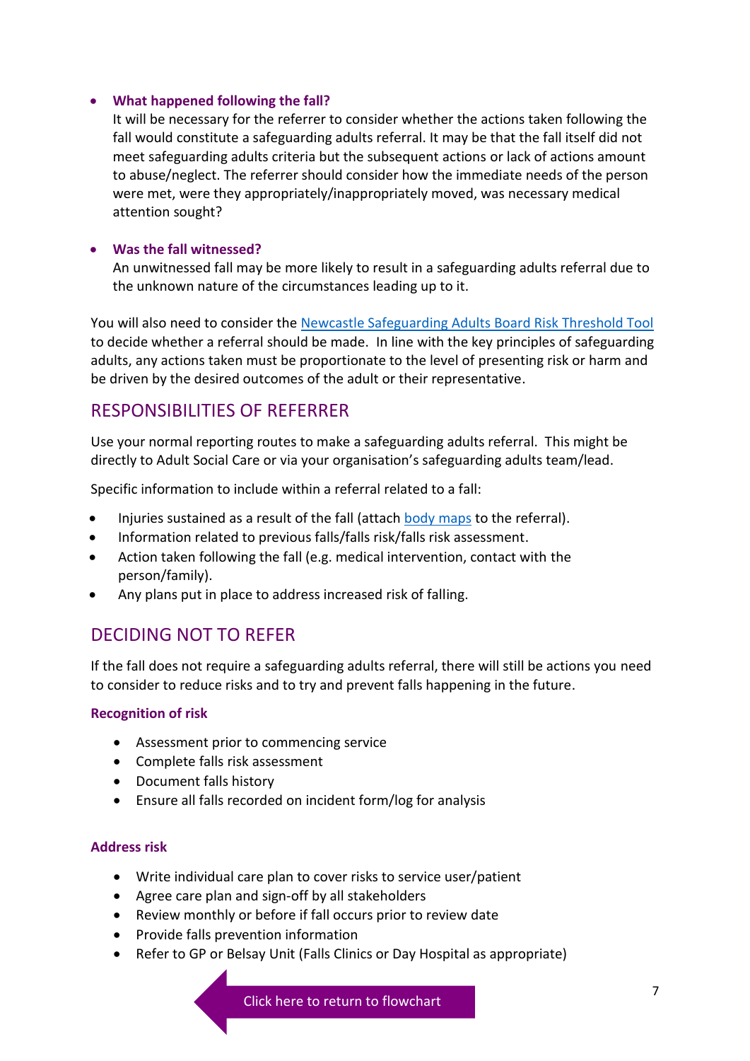- **What happened following the fall?**
  It will be necessary for the referrer to consider whether the actions taken following the fall would constitute a safeguarding adults referral. It may be that the fall itself did not meet safeguarding adults criteria but the subsequent actions or lack of actions amount to abuse/neglect. The referrer should consider how the immediate needs of the person were met, were they appropriately/inappropriately moved, was necessary medical attention sought?

- **Was the fall witnessed?**
  An unwitnessed fall may be more likely to result in a safeguarding adults referral due to the unknown nature of the circumstances leading up to it.

You will also need to consider the Newcastle Safeguarding Adults Board Risk Threshold Tool to decide whether a referral should be made. In line with the key principles of safeguarding adults, any actions taken must be proportionate to the level of presenting risk or harm and be driven by the desired outcomes of the adult or their representative.

## RESPONSIBILITIES OF REFERRER

Use your normal reporting routes to make a safeguarding adults referral. This might be directly to Adult Social Care or via your organisation's safeguarding adults team/lead.

Specific information to include within a referral related to a fall:

- Injuries sustained as a result of the fall (attach body maps to the referral).
- Information related to previous falls/falls risk/falls risk assessment.
- Action taken following the fall (e.g. medical intervention, contact with the person/family).
- Any plans put in place to address increased risk of falling.

## DECIDING NOT TO REFER

If the fall does not require a safeguarding adults referral, there will still be actions you need to consider to reduce risks and to try and prevent falls happening in the future.

### Recognition of risk

- Assessment prior to commencing service
- Complete falls risk assessment
- Document falls history
- Ensure all falls recorded on incident form/log for analysis

### Address risk

- Write individual care plan to cover risks to service user/patient
- Agree care plan and sign-off by all stakeholders
- Review monthly or before if fall occurs prior to review date
- Provide falls prevention information
- Refer to GP or Belsay Unit (Falls Clinics or Day Hospital as appropriate)

Click here to return to flowchart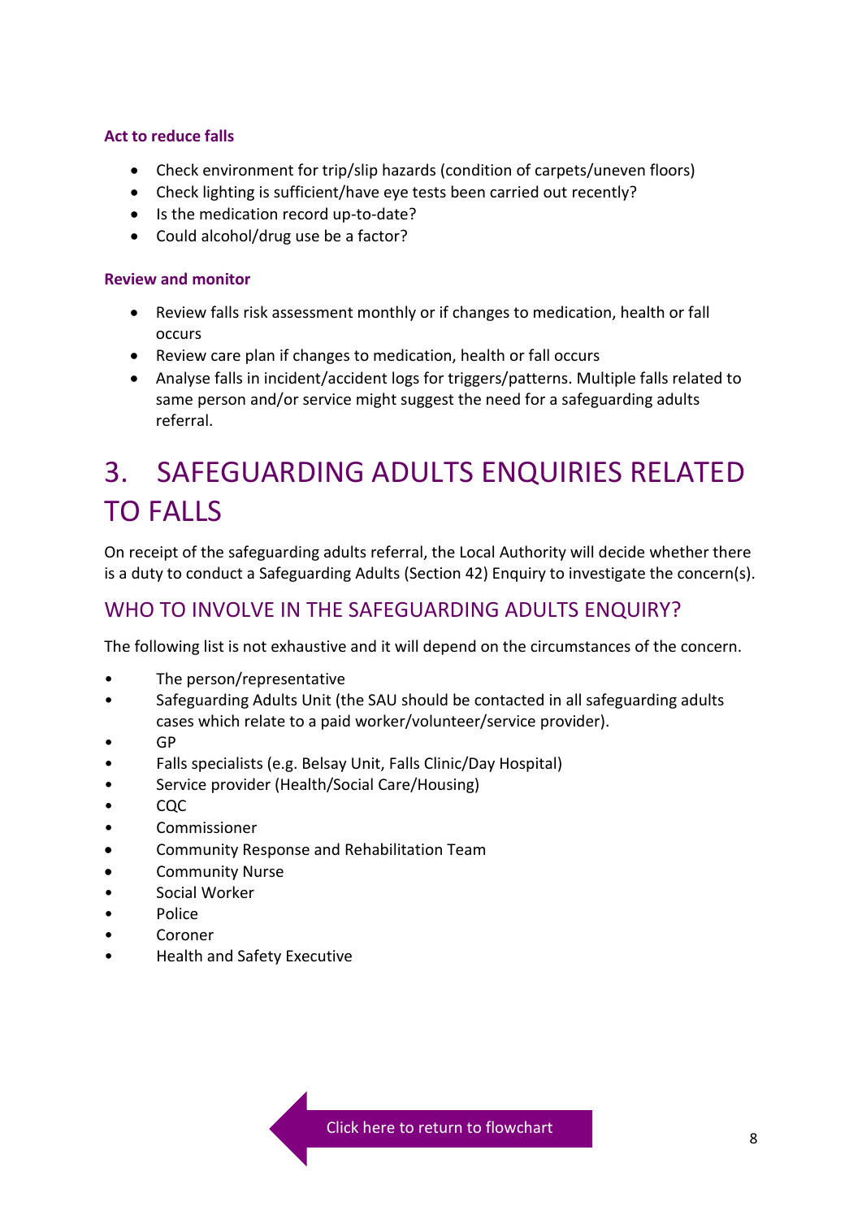### Act to reduce falls

- Check environment for trip/slip hazards (condition of carpets/uneven floors)
- Check lighting is sufficient/have eye tests been carried out recently?
- Is the medication record up-to-date?
- Could alcohol/drug use be a factor?

### Review and monitor

- Review falls risk assessment monthly or if changes to medication, health or fall occurs
- Review care plan if changes to medication, health or fall occurs
- Analyse falls in incident/accident logs for triggers/patterns. Multiple falls related to same person and/or service might suggest the need for a safeguarding adults referral.

# 3. SAFEGUARDING ADULTS ENQUIRIES RELATED TO FALLS

On receipt of the safeguarding adults referral, the Local Authority will decide whether there is a duty to conduct a Safeguarding Adults (Section 42) Enquiry to investigate the concern(s).

## WHO TO INVOLVE IN THE SAFEGUARDING ADULTS ENQUIRY?

The following list is not exhaustive and it will depend on the circumstances of the concern.

- The person/representative
- Safeguarding Adults Unit (the SAU should be contacted in all safeguarding adults cases which relate to a paid worker/volunteer/service provider).
- GP
- Falls specialists (e.g. Belsay Unit, Falls Clinic/Day Hospital)
- Service provider (Health/Social Care/Housing)
- CQC
- Commissioner
- Community Response and Rehabilitation Team
- Community Nurse
- Social Worker
- Police
- Coroner
- Health and Safety Executive

Click here to return to flowchart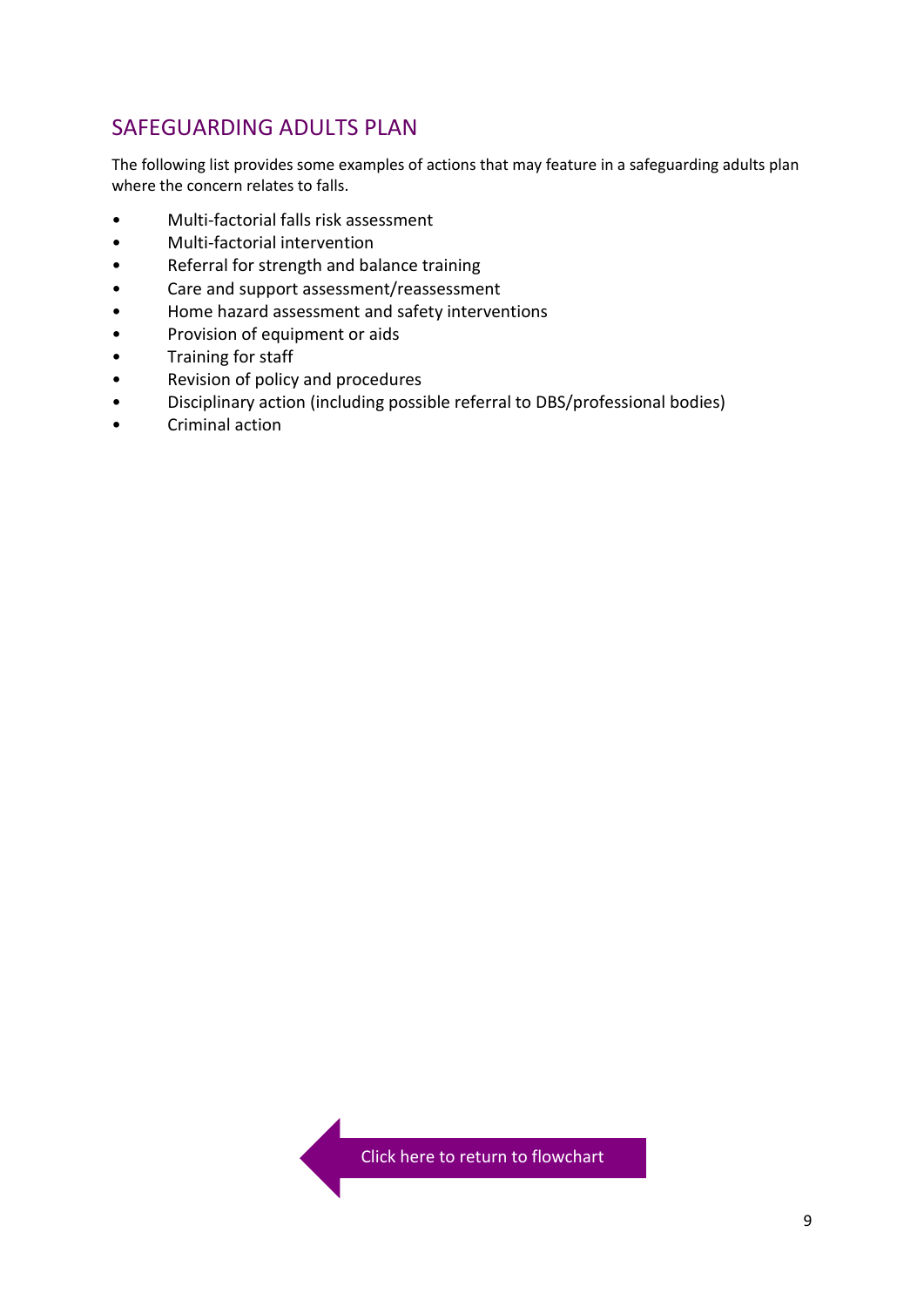## SAFEGUARDING ADULTS PLAN

The following list provides some examples of actions that may feature in a safeguarding adults plan where the concern relates to falls.

- Multi-factorial falls risk assessment
- Multi-factorial intervention
- Referral for strength and balance training
- Care and support assessment/reassessment
- Home hazard assessment and safety interventions
- Provision of equipment or aids
- Training for staff
- Revision of policy and procedures
- Disciplinary action (including possible referral to DBS/professional bodies)
- Criminal action

Click here to return to flowchart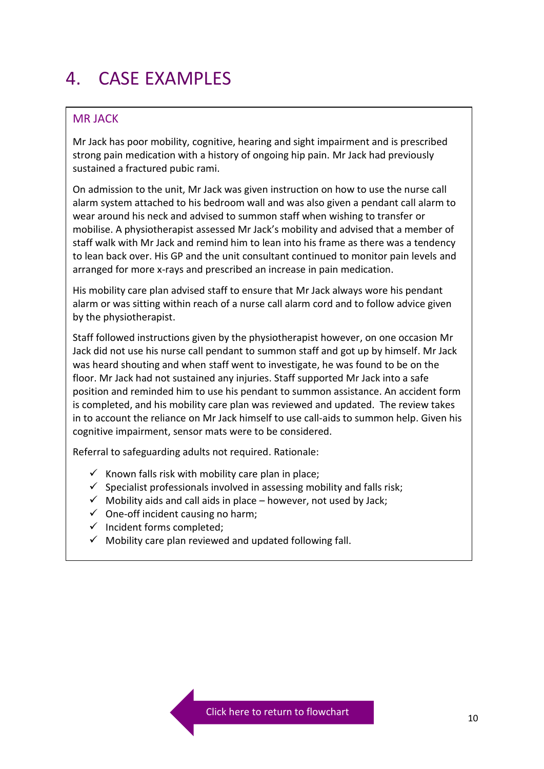# 4. CASE EXAMPLES

## MR JACK

Mr Jack has poor mobility, cognitive, hearing and sight impairment and is prescribed strong pain medication with a history of ongoing hip pain. Mr Jack had previously sustained a fractured pubic rami.

On admission to the unit, Mr Jack was given instruction on how to use the nurse call alarm system attached to his bedroom wall and was also given a pendant call alarm to wear around his neck and advised to summon staff when wishing to transfer or mobilise. A physiotherapist assessed Mr Jack's mobility and advised that a member of staff walk with Mr Jack and remind him to lean into his frame as there was a tendency to lean back over. His GP and the unit consultant continued to monitor pain levels and arranged for more x-rays and prescribed an increase in pain medication.

His mobility care plan advised staff to ensure that Mr Jack always wore his pendant alarm or was sitting within reach of a nurse call alarm cord and to follow advice given by the physiotherapist.

Staff followed instructions given by the physiotherapist however, on one occasion Mr Jack did not use his nurse call pendant to summon staff and got up by himself. Mr Jack was heard shouting and when staff went to investigate, he was found to be on the floor. Mr Jack had not sustained any injuries. Staff supported Mr Jack into a safe position and reminded him to use his pendant to summon assistance. An accident form is completed, and his mobility care plan was reviewed and updated. The review takes in to account the reliance on Mr Jack himself to use call-aids to summon help. Given his cognitive impairment, sensor mats were to be considered.

Referral to safeguarding adults not required. Rationale:

- ✓ Known falls risk with mobility care plan in place;
- ✓ Specialist professionals involved in assessing mobility and falls risk;
- ✓ Mobility aids and call aids in place – however, not used by Jack;
- ✓ One-off incident causing no harm;
- ✓ Incident forms completed;
- ✓ Mobility care plan reviewed and updated following fall.

Click here to return to flowchart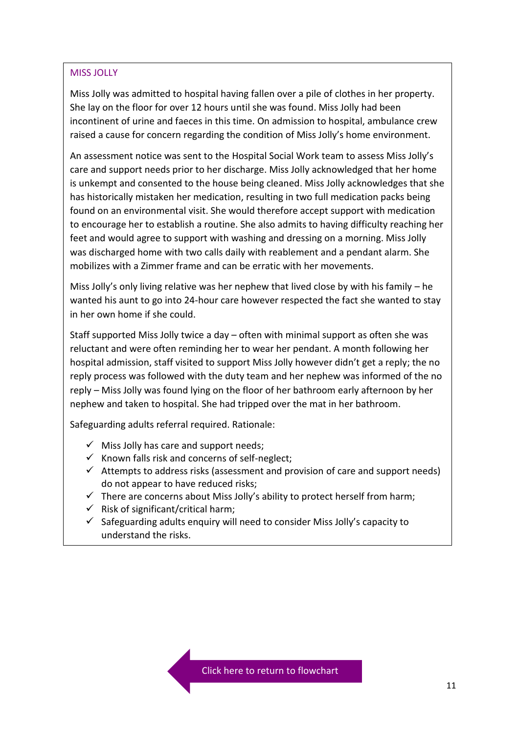## MISS JOLLY

Miss Jolly was admitted to hospital having fallen over a pile of clothes in her property. She lay on the floor for over 12 hours until she was found. Miss Jolly had been incontinent of urine and faeces in this time. On admission to hospital, ambulance crew raised a cause for concern regarding the condition of Miss Jolly's home environment.

An assessment notice was sent to the Hospital Social Work team to assess Miss Jolly's care and support needs prior to her discharge. Miss Jolly acknowledged that her home is unkempt and consented to the house being cleaned. Miss Jolly acknowledges that she has historically mistaken her medication, resulting in two full medication packs being found on an environmental visit. She would therefore accept support with medication to encourage her to establish a routine. She also admits to having difficulty reaching her feet and would agree to support with washing and dressing on a morning. Miss Jolly was discharged home with two calls daily with reablement and a pendant alarm. She mobilizes with a Zimmer frame and can be erratic with her movements.

Miss Jolly's only living relative was her nephew that lived close by with his family – he wanted his aunt to go into 24-hour care however respected the fact she wanted to stay in her own home if she could.

Staff supported Miss Jolly twice a day – often with minimal support as often she was reluctant and were often reminding her to wear her pendant. A month following her hospital admission, staff visited to support Miss Jolly however didn't get a reply; the no reply process was followed with the duty team and her nephew was informed of the no reply – Miss Jolly was found lying on the floor of her bathroom early afternoon by her nephew and taken to hospital. She had tripped over the mat in her bathroom.

Safeguarding adults referral required. Rationale:

- ✓ Miss Jolly has care and support needs;
- ✓ Known falls risk and concerns of self-neglect;
- ✓ Attempts to address risks (assessment and provision of care and support needs) do not appear to have reduced risks;
- ✓ There are concerns about Miss Jolly's ability to protect herself from harm;
- ✓ Risk of significant/critical harm;
- ✓ Safeguarding adults enquiry will need to consider Miss Jolly's capacity to understand the risks.

Click here to return to flowchart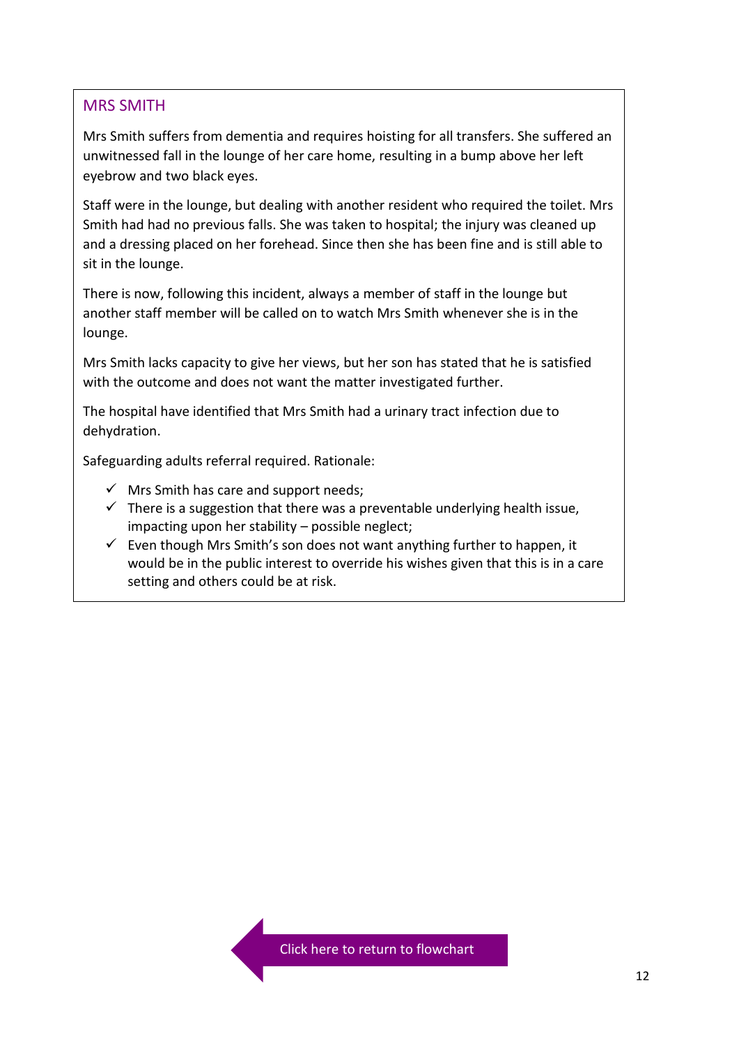## MRS SMITH

Mrs Smith suffers from dementia and requires hoisting for all transfers. She suffered an unwitnessed fall in the lounge of her care home, resulting in a bump above her left eyebrow and two black eyes.

Staff were in the lounge, but dealing with another resident who required the toilet. Mrs Smith had had no previous falls. She was taken to hospital; the injury was cleaned up and a dressing placed on her forehead. Since then she has been fine and is still able to sit in the lounge.

There is now, following this incident, always a member of staff in the lounge but another staff member will be called on to watch Mrs Smith whenever she is in the lounge.

Mrs Smith lacks capacity to give her views, but her son has stated that he is satisfied with the outcome and does not want the matter investigated further.

The hospital have identified that Mrs Smith had a urinary tract infection due to dehydration.

Safeguarding adults referral required. Rationale:

- ✓ Mrs Smith has care and support needs;
- ✓ There is a suggestion that there was a preventable underlying health issue, impacting upon her stability – possible neglect;
- ✓ Even though Mrs Smith's son does not want anything further to happen, it would be in the public interest to override his wishes given that this is in a care setting and others could be at risk.

Click here to return to flowchart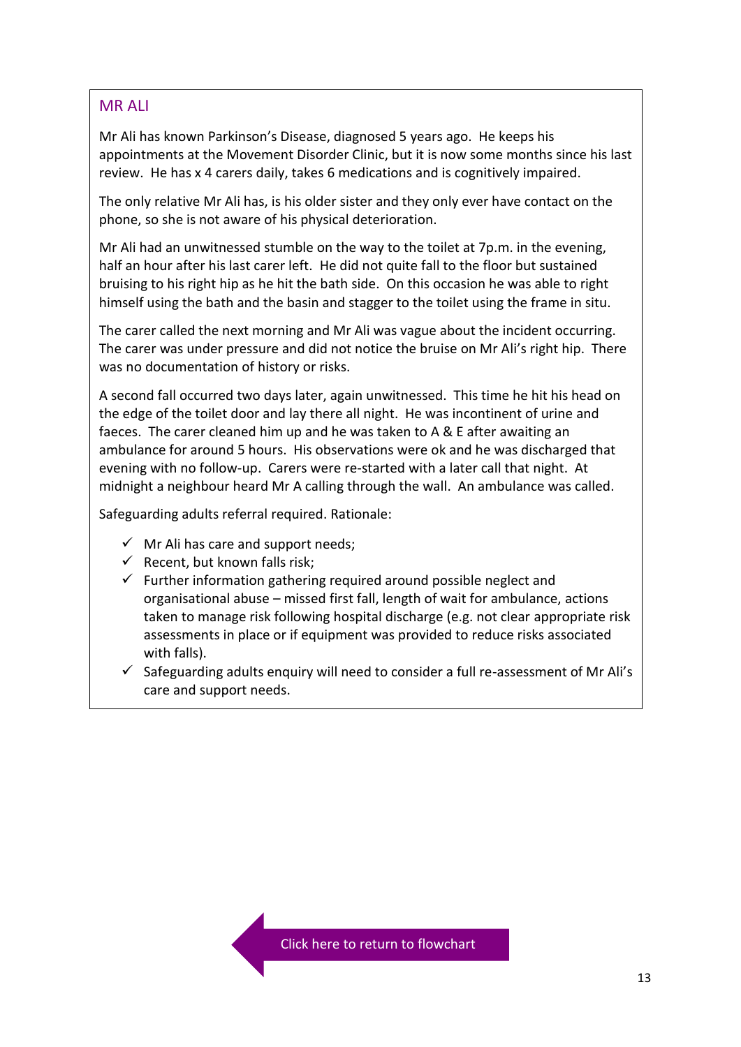## MR ALI

Mr Ali has known Parkinson's Disease, diagnosed 5 years ago. He keeps his appointments at the Movement Disorder Clinic, but it is now some months since his last review. He has x 4 carers daily, takes 6 medications and is cognitively impaired.

The only relative Mr Ali has, is his older sister and they only ever have contact on the phone, so she is not aware of his physical deterioration.

Mr Ali had an unwitnessed stumble on the way to the toilet at 7p.m. in the evening, half an hour after his last carer left. He did not quite fall to the floor but sustained bruising to his right hip as he hit the bath side. On this occasion he was able to right himself using the bath and the basin and stagger to the toilet using the frame in situ.

The carer called the next morning and Mr Ali was vague about the incident occurring. The carer was under pressure and did not notice the bruise on Mr Ali's right hip. There was no documentation of history or risks.

A second fall occurred two days later, again unwitnessed. This time he hit his head on the edge of the toilet door and lay there all night. He was incontinent of urine and faeces. The carer cleaned him up and he was taken to A & E after awaiting an ambulance for around 5 hours. His observations were ok and he was discharged that evening with no follow-up. Carers were re-started with a later call that night. At midnight a neighbour heard Mr A calling through the wall. An ambulance was called.

Safeguarding adults referral required. Rationale:

- ✓ Mr Ali has care and support needs;
- ✓ Recent, but known falls risk;
- ✓ Further information gathering required around possible neglect and organisational abuse – missed first fall, length of wait for ambulance, actions taken to manage risk following hospital discharge (e.g. not clear appropriate risk assessments in place or if equipment was provided to reduce risks associated with falls).
- ✓ Safeguarding adults enquiry will need to consider a full re-assessment of Mr Ali's care and support needs.

Click here to return to flowchart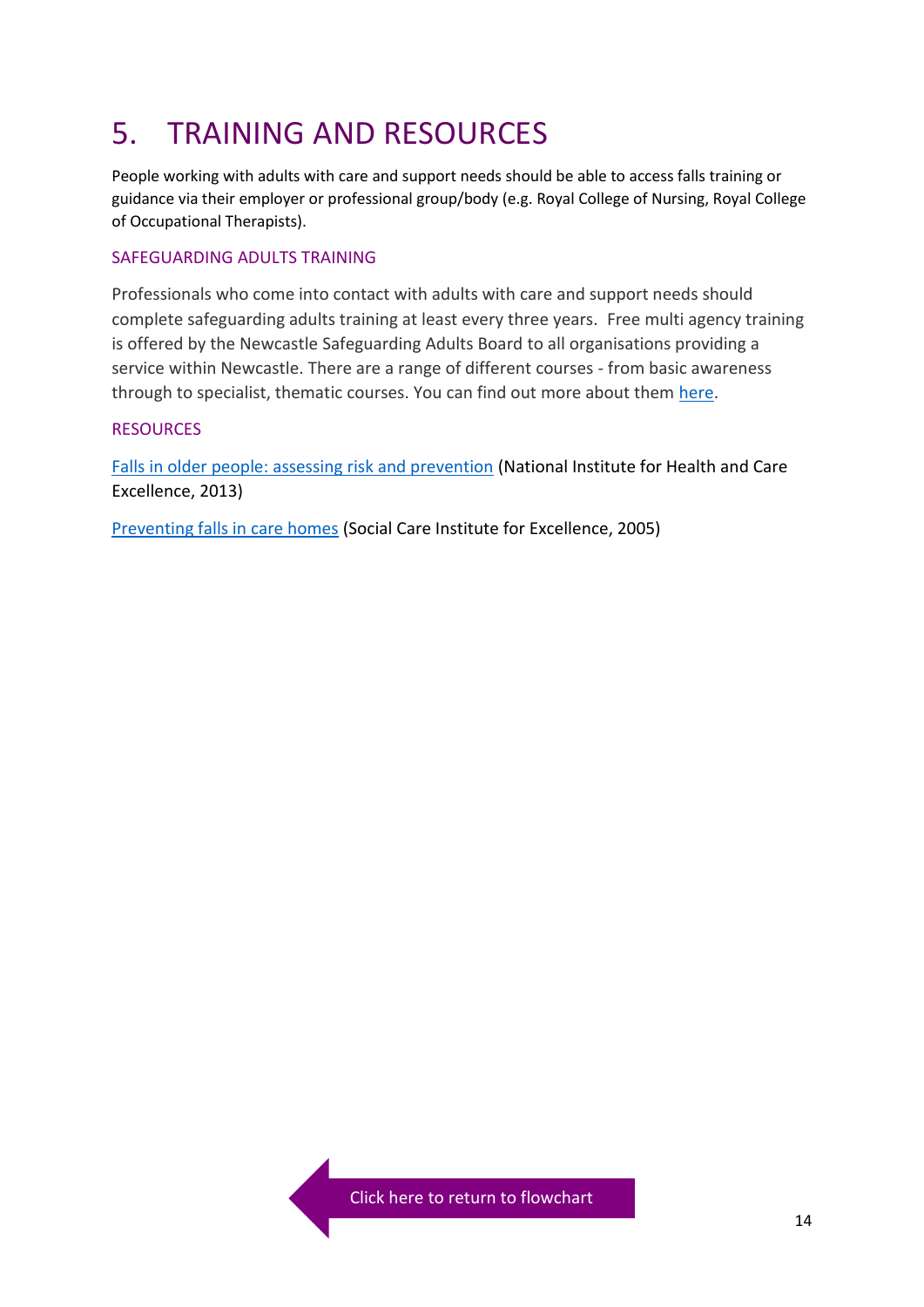# 5. TRAINING AND RESOURCES

People working with adults with care and support needs should be able to access falls training or guidance via their employer or professional group/body (e.g. Royal College of Nursing, Royal College of Occupational Therapists).

### SAFEGUARDING ADULTS TRAINING

Professionals who come into contact with adults with care and support needs should complete safeguarding adults training at least every three years. Free multi agency training is offered by the Newcastle Safeguarding Adults Board to all organisations providing a service within Newcastle. There are a range of different courses - from basic awareness through to specialist, thematic courses. You can find out more about them here.

### RESOURCES

Falls in older people: assessing risk and prevention (National Institute for Health and Care Excellence, 2013)

Preventing falls in care homes (Social Care Institute for Excellence, 2005)

Click here to return to flowchart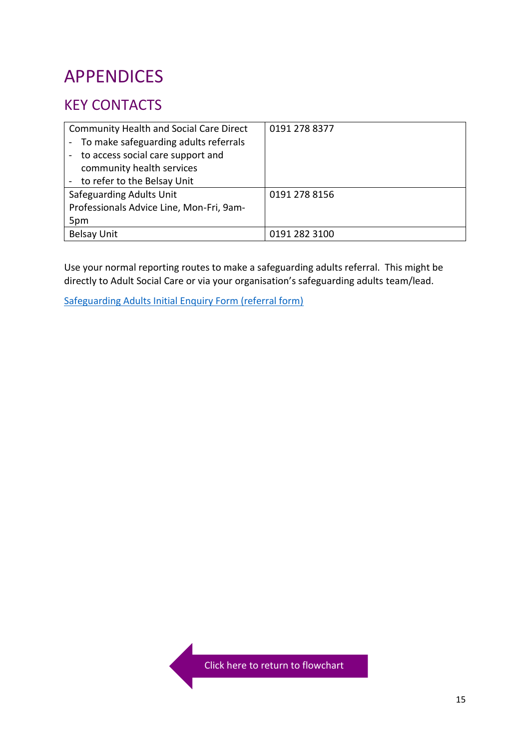# APPENDICES

## KEY CONTACTS

| | |
|---|---|
| Community Health and Social Care Direct<br>- To make safeguarding adults referrals<br>- to access social care support and community health services<br>- to refer to the Belsay Unit | 0191 278 8377 |
| Safeguarding Adults Unit<br>Professionals Advice Line, Mon-Fri, 9am-5pm | 0191 278 8156 |
| Belsay Unit | 0191 282 3100 |

Use your normal reporting routes to make a safeguarding adults referral. This might be directly to Adult Social Care or via your organisation's safeguarding adults team/lead.

Safeguarding Adults Initial Enquiry Form (referral form)

Click here to return to flowchart